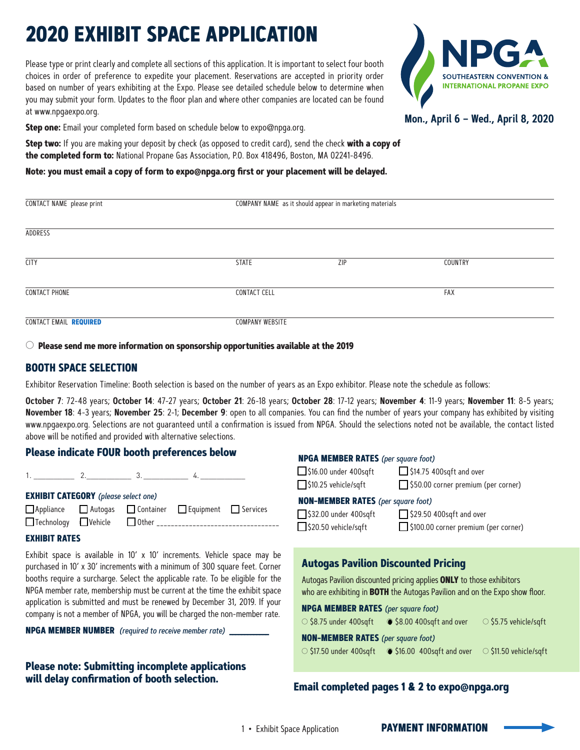# 2020 EXHIBIT SPACE APPLICATION

NPGA SOUTHEASTERN CONVENTION & INTERNATIONAL PROPANE EXPO

**Mon., April 6 – Wed., April 8, 2020**

Please type or print clearly and complete all sections of this application. It is important to select four booth choices in order of preference to expedite your placement. Reservations are accepted in priority order based on number of years exhibiting at the Expo. Please see detailed schedule below to determine when you may submit your form. Updates to the floor plan and where other companies are located can be found at www.npgaexpo.org.

**Step one:** Email your completed form based on schedule below to expo@npga.org.

**Step two:** If you are making your deposit by check (as opposed to credit card), send the check **with a copy of the completed form to:** National Propane Gas Association, P.O. Box 418496, Boston, MA 02241-8496.

**Note: you must email a copy of form to expo@npga.org first or your placement will be delayed.**

CONTACT NAME please print ______________________ COMPANY NAME as it should appear in marketing materials ______________________

ADDRESS ______________________

CITY ____________ STATE ____________ ZIP ____________ COUNTRY ____________

CONTACT PHONE ____________ CONTACT CELL ____________ FAX ____________

CONTACT EMAIL **REQUIRED** ____________ COMPANY WEBSITE ____________

○ **Please send me more information on sponsorship opportunities available at the 2019**

## BOOTH SPACE SELECTION

Exhibitor Reservation Timeline: Booth selection is based on the number of years as an Expo exhibitor. Please note the schedule as follows:

**October 7**: 72-48 years; **October 14**: 47-27 years; **October 21**: 26-18 years; **October 28**: 17-12 years; **November 4**: 11-9 years; **November 11**: 8-5 years; **November 18**: 4-3 years; **November 25**: 2-1; **December 9**: open to all companies. You can find the number of years your company has exhibited by visiting www.npgaexpo.org. Selections are not guaranteed until a confirmation is issued from NPGA. Should the selections noted not be available, the contact listed above will be notified and provided with alternative selections.

### Please indicate FOUR booth preferences below

1. __________ 2. __________ 3. __________ 4. __________

**EXHIBIT CATEGORY** *(please select one)*

☐ Appliance ☐ Autogas ☐ Container ☐ Equipment ☐ Services
☐ Technology ☐ Vehicle ☐ Other ______________________

**EXHIBIT RATES**

Exhibit space is available in 10' x 10' increments. Vehicle space may be purchased in 10' x 30' increments with a minimum of 300 square feet. Corner booths require a surcharge. Select the applicable rate. To be eligible for the NPGA member rate, membership must be current at the time the exhibit space application is submitted and must be renewed by December 31, 2019. If your company is not a member of NPGA, you will be charged the non-member rate.

**NPGA MEMBER NUMBER** *(required to receive member rate)* __________

**NPGA MEMBER RATES** *(per square foot)*

☐ \$16.00 under 400sqft ☐ \$14.75 400sqft and over
☐ \$10.25 vehicle/sqft ☐ \$50.00 corner premium (per corner)

**NON-MEMBER RATES** *(per square foot)*

☐ \$32.00 under 400sqft ☐ \$29.50 400sqft and over
☐ \$20.50 vehicle/sqft ☐ \$100.00 corner premium (per corner)

### Autogas Pavilion Discounted Pricing

Autogas Pavilion discounted pricing applies **ONLY** to those exhibitors who are exhibiting in **BOTH** the Autogas Pavilion and on the Expo show floor.

**NPGA MEMBER RATES** *(per square foot)*

○ \$8.75 under 400sqft ◉ \$8.00 400sqft and over ○ \$5.75 vehicle/sqft

**NON-MEMBER RATES** *(per square foot)*

○ \$17.50 under 400sqft ◉ \$16.00 400sqft and over ○ \$11.50 vehicle/sqft

### Please note: Submitting incomplete applications will delay confirmation of booth selection.

### Email completed pages 1 & 2 to expo@npga.org

**PAYMENT INFORMATION** →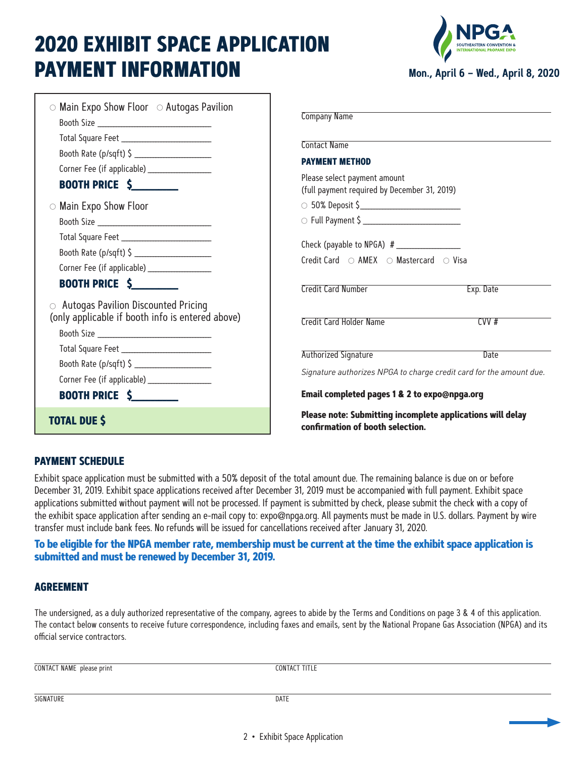# 2020 EXHIBIT SPACE APPLICATION PAYMENT INFORMATION

**Mon., April 6 – Wed., April 8, 2020**

○ Main Expo Show Floor ○ Autogas Pavilion

Booth Size ____________________

Total Square Feet ____________________

Booth Rate (p/sqft) $ ____________________

Corner Fee (if applicable) ____________________

**BOOTH PRICE $________**

○ Main Expo Show Floor

Booth Size ____________________

Total Square Feet ____________________

Booth Rate (p/sqft) $ ____________________

Corner Fee (if applicable) ____________________

**BOOTH PRICE $________**

○ Autogas Pavilion Discounted Pricing (only applicable if booth info is entered above)

Booth Size ____________________

Total Square Feet ____________________

Booth Rate (p/sqft) $ ____________________

Corner Fee (if applicable) ____________________

**BOOTH PRICE $________**

**TOTAL DUE $**

Company Name ____________________

Contact Name ____________________

**PAYMENT METHOD**

Please select payment amount
(full payment required by December 31, 2019)

○ 50% Deposit $____________________

○ Full Payment $ ____________________

Check (payable to NPGA) # ____________________

Credit Card ○ AMEX ○ Mastercard ○ Visa

Credit Card Number ____________________ Exp. Date ____________________

Credit Card Holder Name ____________________ CVV # ____________________

Authorized Signature ____________________ Date ____________________

*Signature authorizes NPGA to charge credit card for the amount due.*

**Email completed pages 1 & 2 to expo@npga.org**

**Please note: Submitting incomplete applications will delay confirmation of booth selection.**

## PAYMENT SCHEDULE

Exhibit space application must be submitted with a 50% deposit of the total amount due. The remaining balance is due on or before December 31, 2019. Exhibit space applications received after December 31, 2019 must be accompanied with full payment. Exhibit space applications submitted without payment will not be processed. If payment is submitted by check, please submit the check with a copy of the exhibit space application after sending an e-mail copy to: expo@npga.org. All payments must be made in U.S. dollars. Payment by wire transfer must include bank fees. No refunds will be issued for cancellations received after January 31, 2020.

**To be eligible for the NPGA member rate, membership must be current at the time the exhibit space application is submitted and must be renewed by December 31, 2019.**

## AGREEMENT

The undersigned, as a duly authorized representative of the company, agrees to abide by the Terms and Conditions on page 3 & 4 of this application. The contact below consents to receive future correspondence, including faxes and emails, sent by the National Propane Gas Association (NPGA) and its official service contractors.

CONTACT NAME please print ____________________ CONTACT TITLE ____________________

SIGNATURE ____________________ DATE ____________________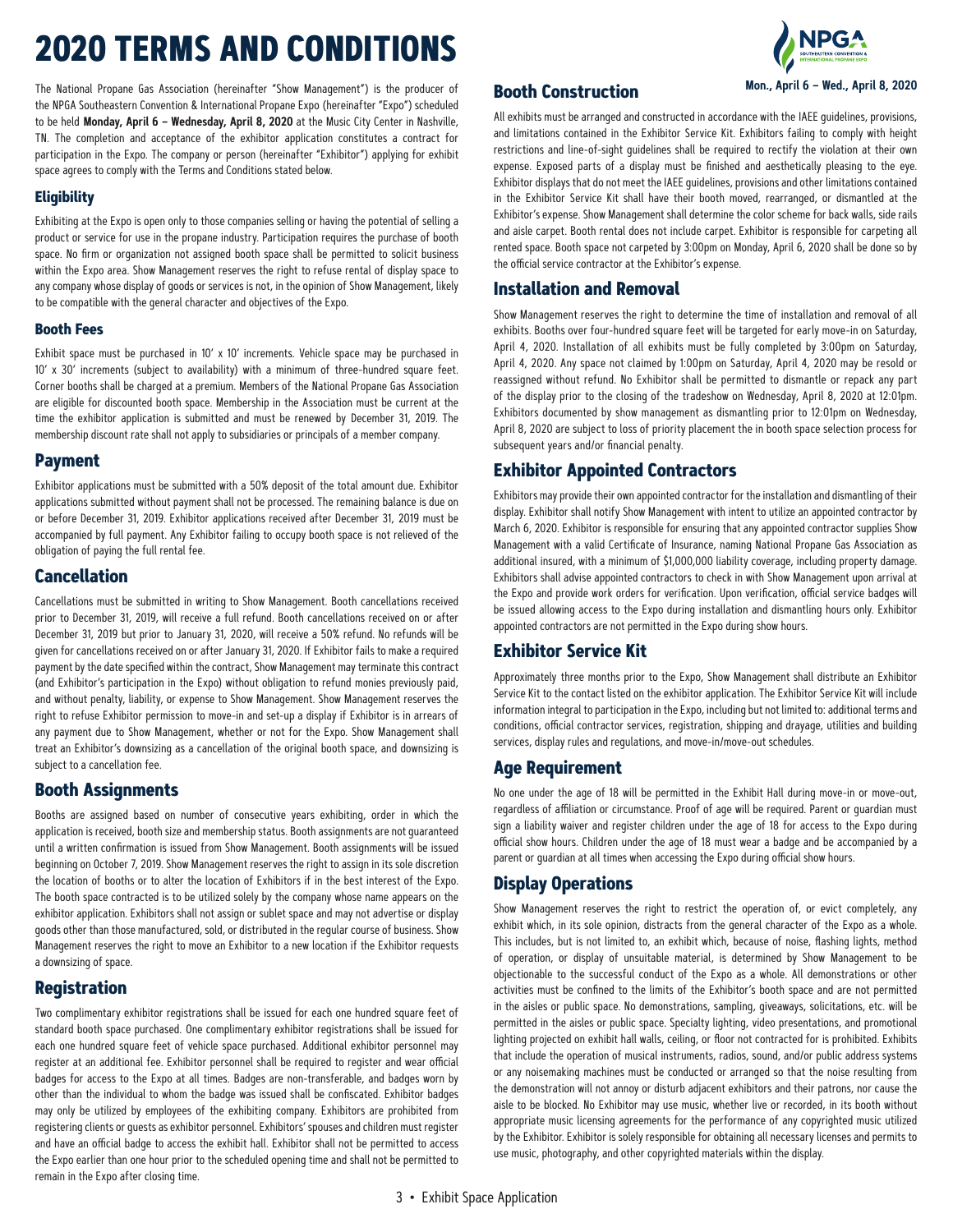# 2020 TERMS AND CONDITIONS

Mon., April 6 – Wed., April 8, 2020

The National Propane Gas Association (hereinafter "Show Management") is the producer of the NPGA Southeastern Convention & International Propane Expo (hereinafter "Expo") scheduled to be held **Monday, April 6 – Wednesday, April 8, 2020** at the Music City Center in Nashville, TN. The completion and acceptance of the exhibitor application constitutes a contract for participation in the Expo. The company or person (hereinafter "Exhibitor") applying for exhibit space agrees to comply with the Terms and Conditions stated below.

### Eligibility

Exhibiting at the Expo is open only to those companies selling or having the potential of selling a product or service for use in the propane industry. Participation requires the purchase of booth space. No firm or organization not assigned booth space shall be permitted to solicit business within the Expo area. Show Management reserves the right to refuse rental of display space to any company whose display of goods or services is not, in the opinion of Show Management, likely to be compatible with the general character and objectives of the Expo.

### Booth Fees

Exhibit space must be purchased in 10' x 10' increments. Vehicle space may be purchased in 10' x 30' increments (subject to availability) with a minimum of three-hundred square feet. Corner booths shall be charged at a premium. Members of the National Propane Gas Association are eligible for discounted booth space. Membership in the Association must be current at the time the exhibitor application is submitted and must be renewed by December 31, 2019. The membership discount rate shall not apply to subsidiaries or principals of a member company.

## Payment

Exhibitor applications must be submitted with a 50% deposit of the total amount due. Exhibitor applications submitted without payment shall not be processed. The remaining balance is due on or before December 31, 2019. Exhibitor applications received after December 31, 2019 must be accompanied by full payment. Any Exhibitor failing to occupy booth space is not relieved of the obligation of paying the full rental fee.

## Cancellation

Cancellations must be submitted in writing to Show Management. Booth cancellations received prior to December 31, 2019, will receive a full refund. Booth cancellations received on or after December 31, 2019 but prior to January 31, 2020, will receive a 50% refund. No refunds will be given for cancellations received on or after January 31, 2020. If Exhibitor fails to make a required payment by the date specified within the contract, Show Management may terminate this contract (and Exhibitor's participation in the Expo) without obligation to refund monies previously paid, and without penalty, liability, or expense to Show Management. Show Management reserves the right to refuse Exhibitor permission to move-in and set-up a display if Exhibitor is in arrears of any payment due to Show Management, whether or not for the Expo. Show Management shall treat an Exhibitor's downsizing as a cancellation of the original booth space, and downsizing is subject to a cancellation fee.

## Booth Assignments

Booths are assigned based on number of consecutive years exhibiting, order in which the application is received, booth size and membership status. Booth assignments are not guaranteed until a written confirmation is issued from Show Management. Booth assignments will be issued beginning on October 7, 2019. Show Management reserves the right to assign in its sole discretion the location of booths or to alter the location of Exhibitors if in the best interest of the Expo. The booth space contracted is to be utilized solely by the company whose name appears on the exhibitor application. Exhibitors shall not assign or sublet space and may not advertise or display goods other than those manufactured, sold, or distributed in the regular course of business. Show Management reserves the right to move an Exhibitor to a new location if the Exhibitor requests a downsizing of space.

## Registration

Two complimentary exhibitor registrations shall be issued for each one hundred square feet of standard booth space purchased. One complimentary exhibitor registrations shall be issued for each one hundred square feet of vehicle space purchased. Additional exhibitor personnel may register at an additional fee. Exhibitor personnel shall be required to register and wear official badges for access to the Expo at all times. Badges are non-transferable, and badges worn by other than the individual to whom the badge was issued shall be confiscated. Exhibitor badges may only be utilized by employees of the exhibiting company. Exhibitors are prohibited from registering clients or guests as exhibitor personnel. Exhibitors' spouses and children must register and have an official badge to access the exhibit hall. Exhibitor shall not be permitted to access the Expo earlier than one hour prior to the scheduled opening time and shall not be permitted to remain in the Expo after closing time.

## Booth Construction

All exhibits must be arranged and constructed in accordance with the IAEE guidelines, provisions, and limitations contained in the Exhibitor Service Kit. Exhibitors failing to comply with height restrictions and line-of-sight guidelines shall be required to rectify the violation at their own expense. Exposed parts of a display must be finished and aesthetically pleasing to the eye. Exhibitor displays that do not meet the IAEE guidelines, provisions and other limitations contained in the Exhibitor Service Kit shall have their booth moved, rearranged, or dismantled at the Exhibitor's expense. Show Management shall determine the color scheme for back walls, side rails and aisle carpet. Booth rental does not include carpet. Exhibitor is responsible for carpeting all rented space. Booth space not carpeted by 3:00pm on Monday, April 6, 2020 shall be done so by the official service contractor at the Exhibitor's expense.

## Installation and Removal

Show Management reserves the right to determine the time of installation and removal of all exhibits. Booths over four-hundred square feet will be targeted for early move-in on Saturday, April 4, 2020. Installation of all exhibits must be fully completed by 3:00pm on Saturday, April 4, 2020. Any space not claimed by 1:00pm on Saturday, April 4, 2020 may be resold or reassigned without refund. No Exhibitor shall be permitted to dismantle or repack any part of the display prior to the closing of the tradeshow on Wednesday, April 8, 2020 at 12:01pm. Exhibitors documented by show management as dismantling prior to 12:01pm on Wednesday, April 8, 2020 are subject to loss of priority placement the in booth space selection process for subsequent years and/or financial penalty.

## Exhibitor Appointed Contractors

Exhibitors may provide their own appointed contractor for the installation and dismantling of their display. Exhibitor shall notify Show Management with intent to utilize an appointed contractor by March 6, 2020. Exhibitor is responsible for ensuring that any appointed contractor supplies Show Management with a valid Certificate of Insurance, naming National Propane Gas Association as additional insured, with a minimum of $1,000,000 liability coverage, including property damage. Exhibitors shall advise appointed contractors to check in with Show Management upon arrival at the Expo and provide work orders for verification. Upon verification, official service badges will be issued allowing access to the Expo during installation and dismantling hours only. Exhibitor appointed contractors are not permitted in the Expo during show hours.

## Exhibitor Service Kit

Approximately three months prior to the Expo, Show Management shall distribute an Exhibitor Service Kit to the contact listed on the exhibitor application. The Exhibitor Service Kit will include information integral to participation in the Expo, including but not limited to: additional terms and conditions, official contractor services, registration, shipping and drayage, utilities and building services, display rules and regulations, and move-in/move-out schedules.

## Age Requirement

No one under the age of 18 will be permitted in the Exhibit Hall during move-in or move-out, regardless of affiliation or circumstance. Proof of age will be required. Parent or guardian must sign a liability waiver and register children under the age of 18 for access to the Expo during official show hours. Children under the age of 18 must wear a badge and be accompanied by a parent or guardian at all times when accessing the Expo during official show hours.

## Display Operations

Show Management reserves the right to restrict the operation of, or evict completely, any exhibit which, in its sole opinion, distracts from the general character of the Expo as a whole. This includes, but is not limited to, an exhibit which, because of noise, flashing lights, method of operation, or display of unsuitable material, is determined by Show Management to be objectionable to the successful conduct of the Expo as a whole. All demonstrations or other activities must be confined to the limits of the Exhibitor's booth space and are not permitted in the aisles or public space. No demonstrations, sampling, giveaways, solicitations, etc. will be permitted in the aisles or public space. Specialty lighting, video presentations, and promotional lighting projected on exhibit hall walls, ceiling, or floor not contracted for is prohibited. Exhibits that include the operation of musical instruments, radios, sound, and/or public address systems or any noisemaking machines must be conducted or arranged so that the noise resulting from the demonstration will not annoy or disturb adjacent exhibitors and their patrons, nor cause the aisle to be blocked. No Exhibitor may use music, whether live or recorded, in its booth without appropriate music licensing agreements for the performance of any copyrighted music utilized by the Exhibitor. Exhibitor is solely responsible for obtaining all necessary licenses and permits to use music, photography, and other copyrighted materials within the display.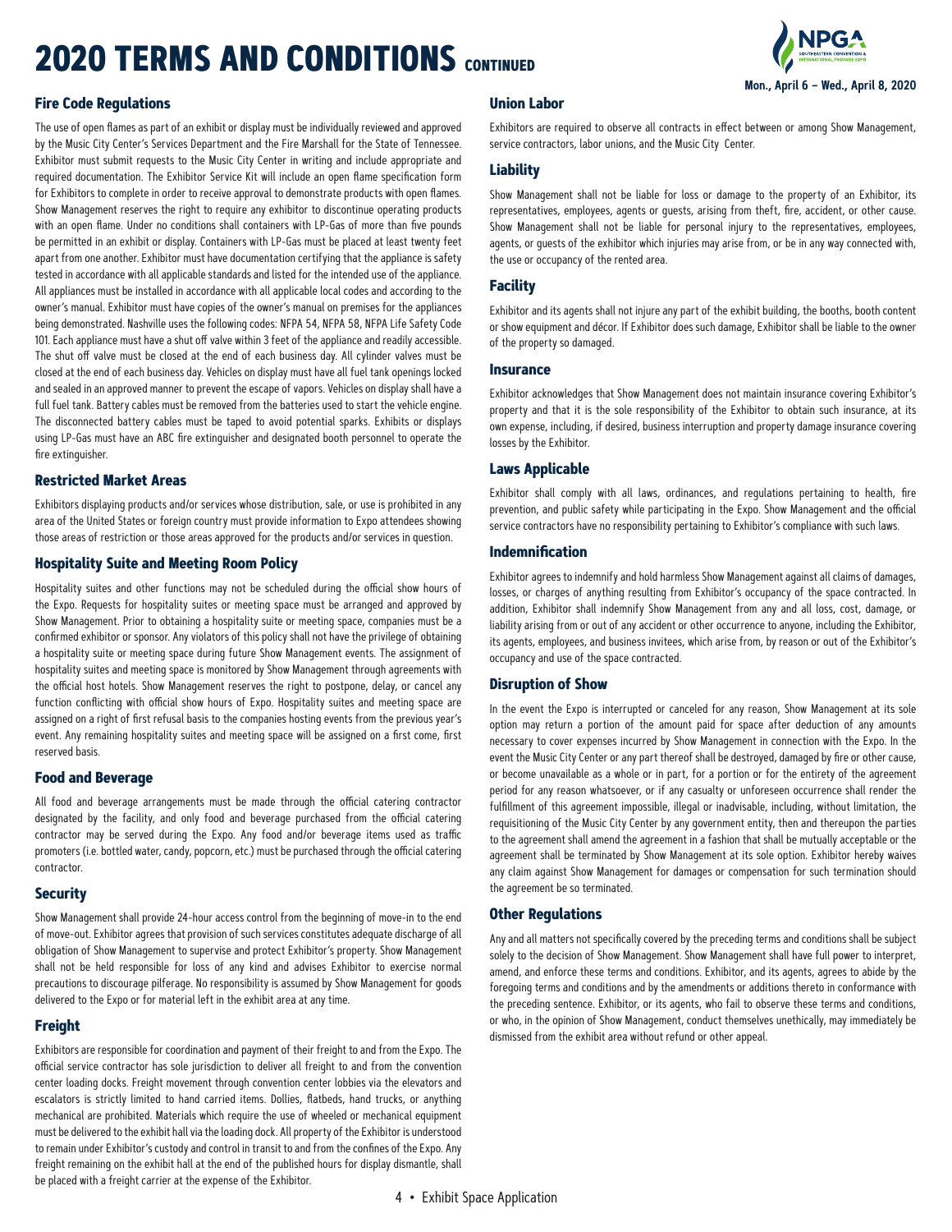# 2020 TERMS AND CONDITIONS CONTINUED

Mon., April 6 – Wed., April 8, 2020

### Fire Code Regulations

The use of open flames as part of an exhibit or display must be individually reviewed and approved by the Music City Center's Services Department and the Fire Marshall for the State of Tennessee. Exhibitor must submit requests to the Music City Center in writing and include appropriate and required documentation. The Exhibitor Service Kit will include an open flame specification form for Exhibitors to complete in order to receive approval to demonstrate products with open flames. Show Management reserves the right to require any exhibitor to discontinue operating products with an open flame. Under no conditions shall containers with LP-Gas of more than five pounds be permitted in an exhibit or display. Containers with LP-Gas must be placed at least twenty feet apart from one another. Exhibitor must have documentation certifying that the appliance is safety tested in accordance with all applicable standards and listed for the intended use of the appliance. All appliances must be installed in accordance with all applicable local codes and according to the owner's manual. Exhibitor must have copies of the owner's manual on premises for the appliances being demonstrated. Nashville uses the following codes: NFPA 54, NFPA 58, NFPA Life Safety Code 101. Each appliance must have a shut off valve within 3 feet of the appliance and readily accessible. The shut off valve must be closed at the end of each business day. All cylinder valves must be closed at the end of each business day. Vehicles on display must have all fuel tank openings locked and sealed in an approved manner to prevent the escape of vapors. Vehicles on display shall have a full fuel tank. Battery cables must be removed from the batteries used to start the vehicle engine. The disconnected battery cables must be taped to avoid potential sparks. Exhibits or displays using LP-Gas must have an ABC fire extinguisher and designated booth personnel to operate the fire extinguisher.

### Restricted Market Areas

Exhibitors displaying products and/or services whose distribution, sale, or use is prohibited in any area of the United States or foreign country must provide information to Expo attendees showing those areas of restriction or those areas approved for the products and/or services in question.

### Hospitality Suite and Meeting Room Policy

Hospitality suites and other functions may not be scheduled during the official show hours of the Expo. Requests for hospitality suites or meeting space must be arranged and approved by Show Management. Prior to obtaining a hospitality suite or meeting space, companies must be a confirmed exhibitor or sponsor. Any violators of this policy shall not have the privilege of obtaining a hospitality suite or meeting space during future Show Management events. The assignment of hospitality suites and meeting space is monitored by Show Management through agreements with the official host hotels. Show Management reserves the right to postpone, delay, or cancel any function conflicting with official show hours of Expo. Hospitality suites and meeting space are assigned on a right of first refusal basis to the companies hosting events from the previous year's event. Any remaining hospitality suites and meeting space will be assigned on a first come, first reserved basis.

### Food and Beverage

All food and beverage arrangements must be made through the official catering contractor designated by the facility, and only food and beverage purchased from the official catering contractor may be served during the Expo. Any food and/or beverage items used as traffic promoters (i.e. bottled water, candy, popcorn, etc.) must be purchased through the official catering contractor.

### Security

Show Management shall provide 24-hour access control from the beginning of move-in to the end of move-out. Exhibitor agrees that provision of such services constitutes adequate discharge of all obligation of Show Management to supervise and protect Exhibitor's property. Show Management shall not be held responsible for loss of any kind and advises Exhibitor to exercise normal precautions to discourage pilferage. No responsibility is assumed by Show Management for goods delivered to the Expo or for material left in the exhibit area at any time.

### Freight

Exhibitors are responsible for coordination and payment of their freight to and from the Expo. The official service contractor has sole jurisdiction to deliver all freight to and from the convention center loading docks. Freight movement through convention center lobbies via the elevators and escalators is strictly limited to hand carried items. Dollies, flatbeds, hand trucks, or anything mechanical are prohibited. Materials which require the use of wheeled or mechanical equipment must be delivered to the exhibit hall via the loading dock. All property of the Exhibitor is understood to remain under Exhibitor's custody and control in transit to and from the confines of the Expo. Any freight remaining on the exhibit hall at the end of the published hours for display dismantle, shall be placed with a freight carrier at the expense of the Exhibitor.

### Union Labor

Exhibitors are required to observe all contracts in effect between or among Show Management, service contractors, labor unions, and the Music City Center.

### Liability

Show Management shall not be liable for loss or damage to the property of an Exhibitor, its representatives, employees, agents or guests, arising from theft, fire, accident, or other cause. Show Management shall not be liable for personal injury to the representatives, employees, agents, or guests of the exhibitor which injuries may arise from, or be in any way connected with, the use or occupancy of the rented area.

### Facility

Exhibitor and its agents shall not injure any part of the exhibit building, the booths, booth content or show equipment and décor. If Exhibitor does such damage, Exhibitor shall be liable to the owner of the property so damaged.

### Insurance

Exhibitor acknowledges that Show Management does not maintain insurance covering Exhibitor's property and that it is the sole responsibility of the Exhibitor to obtain such insurance, at its own expense, including, if desired, business interruption and property damage insurance covering losses by the Exhibitor.

### Laws Applicable

Exhibitor shall comply with all laws, ordinances, and regulations pertaining to health, fire prevention, and public safety while participating in the Expo. Show Management and the official service contractors have no responsibility pertaining to Exhibitor's compliance with such laws.

### Indemnification

Exhibitor agrees to indemnify and hold harmless Show Management against all claims of damages, losses, or charges of anything resulting from Exhibitor's occupancy of the space contracted. In addition, Exhibitor shall indemnify Show Management from any and all loss, cost, damage, or liability arising from or out of any accident or other occurrence to anyone, including the Exhibitor, its agents, employees, and business invitees, which arise from, by reason or out of the Exhibitor's occupancy and use of the space contracted.

### Disruption of Show

In the event the Expo is interrupted or canceled for any reason, Show Management at its sole option may return a portion of the amount paid for space after deduction of any amounts necessary to cover expenses incurred by Show Management in connection with the Expo. In the event the Music City Center or any part thereof shall be destroyed, damaged by fire or other cause, or become unavailable as a whole or in part, for a portion or for the entirety of the agreement period for any reason whatsoever, or if any casualty or unforeseen occurrence shall render the fulfillment of this agreement impossible, illegal or inadvisable, including, without limitation, the requisitioning of the Music City Center by any government entity, then and thereupon the parties to the agreement shall amend the agreement in a fashion that shall be mutually acceptable or the agreement shall be terminated by Show Management at its sole option. Exhibitor hereby waives any claim against Show Management for damages or compensation for such termination should the agreement be so terminated.

### Other Regulations

Any and all matters not specifically covered by the preceding terms and conditions shall be subject solely to the decision of Show Management. Show Management shall have full power to interpret, amend, and enforce these terms and conditions. Exhibitor, and its agents, agrees to abide by the foregoing terms and conditions and by the amendments or additions thereto in conformance with the preceding sentence. Exhibitor, or its agents, who fail to observe these terms and conditions, or who, in the opinion of Show Management, conduct themselves unethically, may immediately be dismissed from the exhibit area without refund or other appeal.